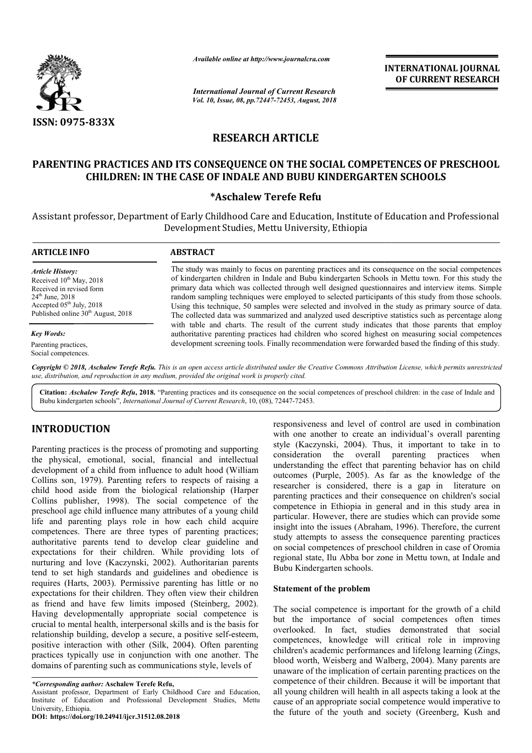# RESEARCH ARTICLE

## PARENTING PRACTICES AND ITS CONSEQUENCE ON THE SOCIAL COMPETENCES OF PRESCHOOL CHILDREN: IN THE CASE OF INDALE AND BUBU KINDERGARTEN SCHOOLS

**\*Aschalew Terefe Refu**

Assistant professor, Department of Early Childhood Care and Education, Institute of Education and Professional Development Studies, Mettu University, Ethiopia

**ARTICLE INFO**

*Article History:*
Received 10th May, 2018
Received in revised form 24th June, 2018
Accepted 05th July, 2018
Published online 30th August, 2018

*Key Words:*
Parenting practices,
Social competences.

**ABSTRACT**

The study was mainly to focus on parenting practices and its consequence on the social competences of kindergarten children in Indale and Bubu kindergarten Schools in Mettu town. For this study the primary data which was collected through well designed questionnaires and interview items. Simple random sampling techniques were employed to selected participants of this study from those schools. Using this technique, 50 samples were selected and involved in the study as primary source of data. The collected data was summarized and analyzed used descriptive statistics such as percentage along with table and charts. The result of the current study indicates that those parents that employ authoritative parenting practices had children who scored highest on measuring social competences development screening tools. Finally recommendation were forwarded based the finding of this study.

*Copyright © 2018, Aschalew Terefe Refu. This is an open access article distributed under the Creative Commons Attribution License, which permits unrestricted use, distribution, and reproduction in any medium, provided the original work is properly cited.*

**Citation:** *Aschalew Terefe Refu*, **2018.** "Parenting practices and its consequence on the social competences of preschool children: in the case of Indale and Bubu kindergarten schools", *International Journal of Current Research*, 10, (08), 72447-72453.

## INTRODUCTION

Parenting practices is the process of promoting and supporting the physical, emotional, social, financial and intellectual development of a child from influence to adult hood (William Collins son, 1979). Parenting refers to respects of raising a child hood aside from the biological relationship (Harper Collins publisher, 1998). The social competence of the preschool age child influence many attributes of a young child life and parenting plays role in how each child acquire competences. There are three types of parenting practices; authoritative parents tend to develop clear guideline and expectations for their children. While providing lots of nurturing and love (Kaczynski, 2002). Authoritarian parents tend to set high standards and guidelines and obedience is requires (Harts, 2003). Permissive parenting has little or no expectations for their children. They often view their children as friend and have few limits imposed (Steinberg, 2002). Having developmentally appropriate social competence is crucial to mental health, interpersonal skills and is the basis for relationship building, develop a secure, a positive self-esteem, positive interaction with other (Silk, 2004). Often parenting practices typically use in conjunction with one another. The domains of parenting such as communications style, levels of responsiveness and level of control are used in combination with one another to create an individual's overall parenting style (Kaczynski, 2004). Thus, it important to take in to consideration the overall parenting practices when understanding the effect that parenting behavior has on child outcomes (Purple, 2005). As far as the knowledge of the researcher is considered, there is a gap in literature on parenting practices and their consequence on children's social competence in Ethiopia in general and in this study area in particular. However, there are studies which can provide some insight into the issues (Abraham, 1996). Therefore, the current study attempts to assess the consequence parenting practices on social competences of preschool children in case of Oromia regional state, Ilu Abba bor zone in Mettu town, at Indale and Bubu Kindergarten schools.

### Statement of the problem

The social competence is important for the growth of a child but the importance of social competences often times overlooked. In fact, studies demonstrated that social competences, knowledge will critical role in improving children's academic performances and lifelong learning (Zings, blood worth, Weisberg and Walberg, 2004). Many parents are unaware of the implication of certain parenting practices on the competence of their children. Because it will be important that all young children will health in all aspects taking a look at the cause of an appropriate social competence would imperative to the future of the youth and society (Greenberg, Kush and

*\*Corresponding author:* **Aschalew Terefe Refu,**
Assistant professor, Department of Early Childhood Care and Education, Institute of Education and Professional Development Studies, Mettu University, Ethiopia.
**DOI: https://doi.org/10.24941/ijcr.31512.08.2018**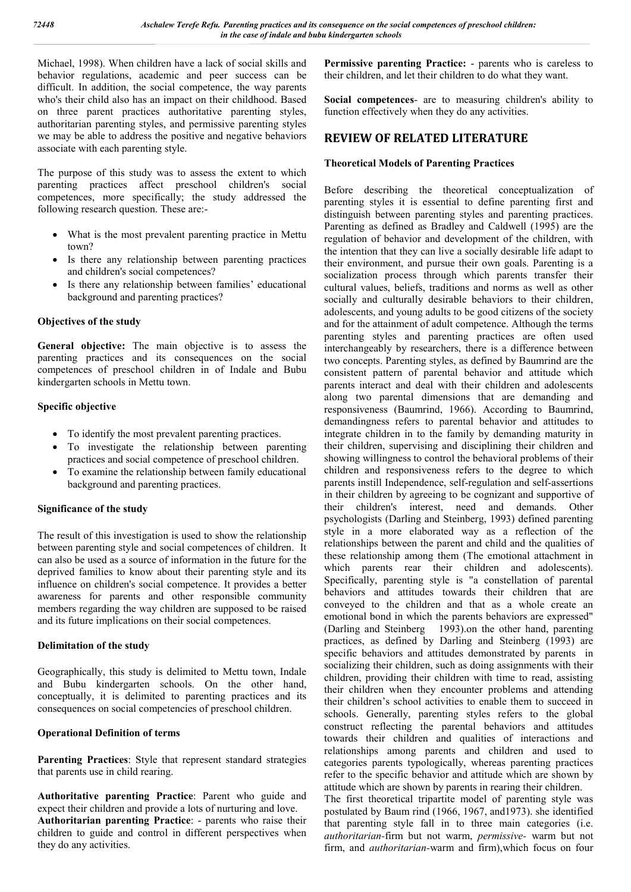Michael, 1998). When children have a lack of social skills and behavior regulations, academic and peer success can be difficult. In addition, the social competence, the way parents who's their child also has an impact on their childhood. Based on three parent practices authoritative parenting styles, authoritarian parenting styles, and permissive parenting styles we may be able to address the positive and negative behaviors associate with each parenting style.

The purpose of this study was to assess the extent to which parenting practices affect preschool children's social competences, more specifically; the study addressed the following research question. These are:-

- What is the most prevalent parenting practice in Mettu town?
- Is there any relationship between parenting practices and children's social competences?
- Is there any relationship between families' educational background and parenting practices?

**Objectives of the study**

**General objective:** The main objective is to assess the parenting practices and its consequences on the social competences of preschool children in of Indale and Bubu kindergarten schools in Mettu town.

**Specific objective**

- To identify the most prevalent parenting practices.
- To investigate the relationship between parenting practices and social competence of preschool children.
- To examine the relationship between family educational background and parenting practices.

**Significance of the study**

The result of this investigation is used to show the relationship between parenting style and social competences of children. It can also be used as a source of information in the future for the deprived families to know about their parenting style and its influence on children's social competence. It provides a better awareness for parents and other responsible community members regarding the way children are supposed to be raised and its future implications on their social competences.

**Delimitation of the study**

Geographically, this study is delimited to Mettu town, Indale and Bubu kindergarten schools. On the other hand, conceptually, it is delimited to parenting practices and its consequences on social competencies of preschool children.

**Operational Definition of terms**

**Parenting Practices**: Style that represent standard strategies that parents use in child rearing.

**Authoritative parenting Practice**: Parent who guide and expect their children and provide a lots of nurturing and love.

**Authoritarian parenting Practice**: - parents who raise their children to guide and control in different perspectives when they do any activities.

**Permissive parenting Practice:** - parents who is careless to their children, and let their children to do what they want.

**Social competences**- are to measuring children's ability to function effectively when they do any activities.

## REVIEW OF RELATED LITERATURE

**Theoretical Models of Parenting Practices**

Before describing the theoretical conceptualization of parenting styles it is essential to define parenting first and distinguish between parenting styles and parenting practices. Parenting as defined as Bradley and Caldwell (1995) are the regulation of behavior and development of the children, with the intention that they can live a socially desirable life adapt to their environment, and pursue their own goals. Parenting is a socialization process through which parents transfer their cultural values, beliefs, traditions and norms as well as other socially and culturally desirable behaviors to their children, adolescents, and young adults to be good citizens of the society and for the attainment of adult competence. Although the terms parenting styles and parenting practices are often used interchangeably by researchers, there is a difference between two concepts. Parenting styles, as defined by Baumrind are the consistent pattern of parental behavior and attitude which parents interact and deal with their children and adolescents along two parental dimensions that are demanding and responsiveness (Baumrind, 1966). According to Baumrind, demandingness refers to parental behavior and attitudes to integrate children in to the family by demanding maturity in their children, supervising and disciplining their children and showing willingness to control the behavioral problems of their children and responsiveness refers to the degree to which parents instill Independence, self-regulation and self-assertions in their children by agreeing to be cognizant and supportive of their children's interest, need and demands. Other psychologists (Darling and Steinberg, 1993) defined parenting style in a more elaborated way as a reflection of the relationships between the parent and child and the qualities of these relationship among them (The emotional attachment in which parents rear their children and adolescents). Specifically, parenting style is "a constellation of parental behaviors and attitudes towards their children that are conveyed to the children and that as a whole create an emotional bond in which the parents behaviors are expressed" (Darling and Steinberg 1993).on the other hand, parenting practices, as defined by Darling and Steinberg (1993) are specific behaviors and attitudes demonstrated by parents in socializing their children, such as doing assignments with their children, providing their children with time to read, assisting their children when they encounter problems and attending their children's school activities to enable them to succeed in schools. Generally, parenting styles refers to the global construct reflecting the parental behaviors and attitudes towards their children and qualities of interactions and relationships among parents and children and used to categories parents typologically, whereas parenting practices refer to the specific behavior and attitude which are shown by attitude which are shown by parents in rearing their children.

The first theoretical tripartite model of parenting style was postulated by Baum rind (1966, 1967, and1973). she identified that parenting style fall in to three main categories (i.e. *authoritarian*-firm but not warm, *permissive*- warm but not firm, and *authoritarian*-warm and firm),which focus on four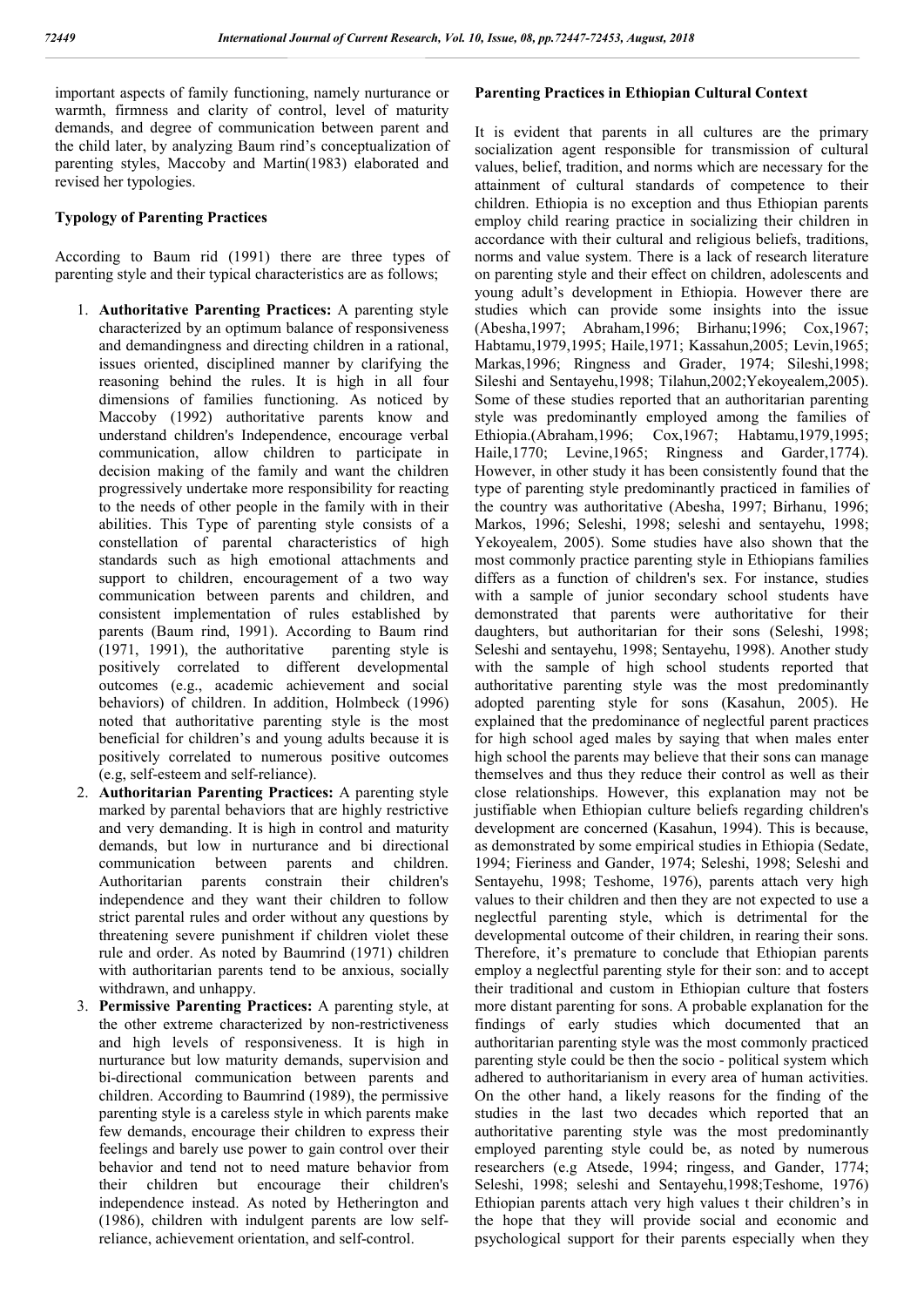important aspects of family functioning, namely nurturance or warmth, firmness and clarity of control, level of maturity demands, and degree of communication between parent and the child later, by analyzing Baum rind's conceptualization of parenting styles, Maccoby and Martin(1983) elaborated and revised her typologies.

### Typology of Parenting Practices

According to Baum rid (1991) there are three types of parenting style and their typical characteristics are as follows;

1. **Authoritative Parenting Practices:** A parenting style characterized by an optimum balance of responsiveness and demandingness and directing children in a rational, issues oriented, disciplined manner by clarifying the reasoning behind the rules. It is high in all four dimensions of families functioning. As noticed by Maccoby (1992) authoritative parents know and understand children's Independence, encourage verbal communication, allow children to participate in decision making of the family and want the children progressively undertake more responsibility for reacting to the needs of other people in the family with in their abilities. This Type of parenting style consists of a constellation of parental characteristics of high standards such as high emotional attachments and support to children, encouragement of a two way communication between parents and children, and consistent implementation of rules established by parents (Baum rind, 1991). According to Baum rind (1971, 1991), the authoritative parenting style is positively correlated to different developmental outcomes (e.g., academic achievement and social behaviors) of children. In addition, Holmbeck (1996) noted that authoritative parenting style is the most beneficial for children's and young adults because it is positively correlated to numerous positive outcomes (e.g, self-esteem and self-reliance).
2. **Authoritarian Parenting Practices:** A parenting style marked by parental behaviors that are highly restrictive and very demanding. It is high in control and maturity demands, but low in nurturance and bi directional communication between parents and children. Authoritarian parents constrain their children's independence and they want their children to follow strict parental rules and order without any questions by threatening severe punishment if children violet these rule and order. As noted by Baumrind (1971) children with authoritarian parents tend to be anxious, socially withdrawn, and unhappy.
3. **Permissive Parenting Practices:** A parenting style, at the other extreme characterized by non-restrictiveness and high levels of responsiveness. It is high in nurturance but low maturity demands, supervision and bi-directional communication between parents and children. According to Baumrind (1989), the permissive parenting style is a careless style in which parents make few demands, encourage their children to express their feelings and barely use power to gain control over their behavior and tend not to need mature behavior from their children but encourage their children's independence instead. As noted by Hetherington and (1986), children with indulgent parents are low self-reliance, achievement orientation, and self-control.

### Parenting Practices in Ethiopian Cultural Context

It is evident that parents in all cultures are the primary socialization agent responsible for transmission of cultural values, belief, tradition, and norms which are necessary for the attainment of cultural standards of competence to their children. Ethiopia is no exception and thus Ethiopian parents employ child rearing practice in socializing their children in accordance with their cultural and religious beliefs, traditions, norms and value system. There is a lack of research literature on parenting style and their effect on children, adolescents and young adult's development in Ethiopia. However there are studies which can provide some insights into the issue (Abesha,1997; Abraham,1996; Birhanu;1996; Cox,1967; Habtamu,1979,1995; Haile,1971; Kassahun,2005; Levin,1965; Markas,1996; Ringness and Grader, 1974; Sileshi,1998; Sileshi and Sentayehu,1998; Tilahun,2002;Yekoyealem,2005). Some of these studies reported that an authoritarian parenting style was predominantly employed among the families of Ethiopia.(Abraham,1996; Cox,1967; Habtamu,1979,1995; Haile,1770; Levine,1965; Ringness and Garder,1774). However, in other study it has been consistently found that the type of parenting style predominantly practiced in families of the country was authoritative (Abesha, 1997; Birhanu, 1996; Markos, 1996; Seleshi, 1998; seleshi and sentayehu, 1998; Yekoyealem, 2005). Some studies have also shown that the most commonly practice parenting style in Ethiopians families differs as a function of children's sex. For instance, studies with a sample of junior secondary school students have demonstrated that parents were authoritative for their daughters, but authoritarian for their sons (Seleshi, 1998; Seleshi and sentayehu, 1998; Sentayehu, 1998). Another study with the sample of high school students reported that authoritative parenting style was the most predominantly adopted parenting style for sons (Kasahun, 2005). He explained that the predominance of neglectful parent practices for high school aged males by saying that when males enter high school the parents may believe that their sons can manage themselves and thus they reduce their control as well as their close relationships. However, this explanation may not be justifiable when Ethiopian culture beliefs regarding children's development are concerned (Kasahun, 1994). This is because, as demonstrated by some empirical studies in Ethiopia (Sedate, 1994; Fieriness and Gander, 1974; Seleshi, 1998; Seleshi and Sentayehu, 1998; Teshome, 1976), parents attach very high values to their children and then they are not expected to use a neglectful parenting style, which is detrimental for the developmental outcome of their children, in rearing their sons. Therefore, it's premature to conclude that Ethiopian parents employ a neglectful parenting style for their son: and to accept their traditional and custom in Ethiopian culture that fosters more distant parenting for sons. A probable explanation for the findings of early studies which documented that an authoritarian parenting style was the most commonly practiced parenting style could be then the socio - political system which adhered to authoritarianism in every area of human activities. On the other hand, a likely reasons for the finding of the studies in the last two decades which reported that an authoritative parenting style was the most predominantly employed parenting style could be, as noted by numerous researchers (e.g Atsede, 1994; ringess, and Gander, 1774; Seleshi, 1998; seleshi and Sentayehu,1998;Teshome, 1976) Ethiopian parents attach very high values t their children's in the hope that they will provide social and economic and psychological support for their parents especially when they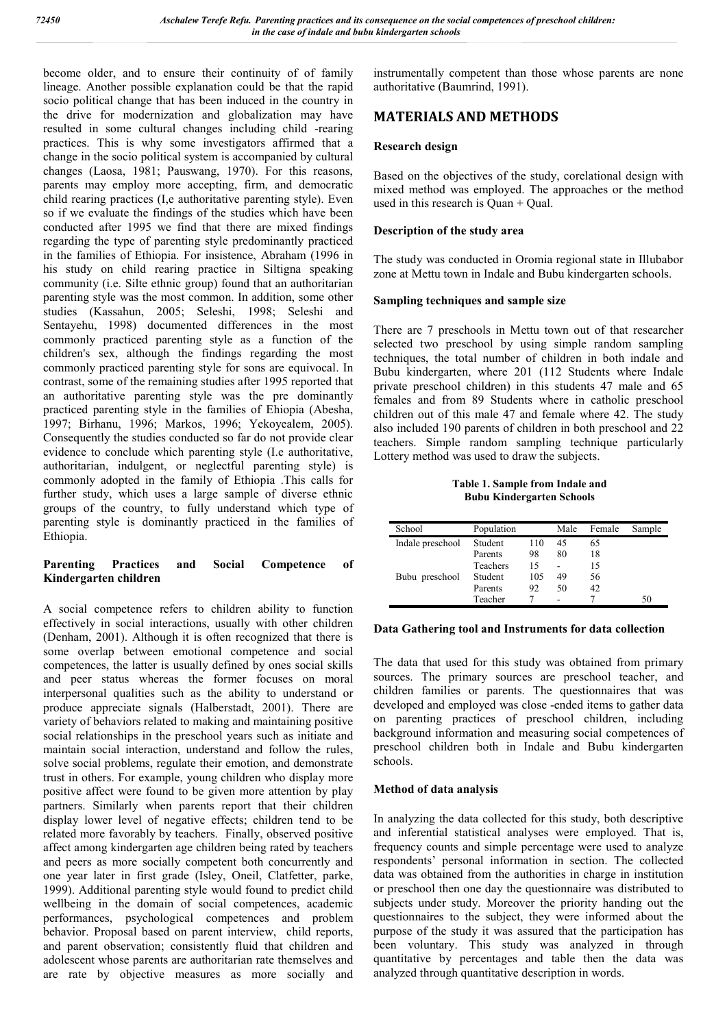become older, and to ensure their continuity of of family lineage. Another possible explanation could be that the rapid socio political change that has been induced in the country in the drive for modernization and globalization may have resulted in some cultural changes including child -rearing practices. This is why some investigators affirmed that a change in the socio political system is accompanied by cultural changes (Laosa, 1981; Pauswang, 1970). For this reasons, parents may employ more accepting, firm, and democratic child rearing practices (I,e authoritative parenting style). Even so if we evaluate the findings of the studies which have been conducted after 1995 we find that there are mixed findings regarding the type of parenting style predominantly practiced in the families of Ethiopia. For insistence, Abraham (1996 in his study on child rearing practice in Siltigna speaking community (i.e. Silte ethnic group) found that an authoritarian parenting style was the most common. In addition, some other studies (Kassahun, 2005; Seleshi, 1998; Seleshi and Sentayehu, 1998) documented differences in the most commonly practiced parenting style as a function of the children's sex, although the findings regarding the most commonly practiced parenting style for sons are equivocal. In contrast, some of the remaining studies after 1995 reported that an authoritative parenting style was the pre dominantly practiced parenting style in the families of Ehiopia (Abesha, 1997; Birhanu, 1996; Markos, 1996; Yekoyealem, 2005). Consequently the studies conducted so far do not provide clear evidence to conclude which parenting style (I.e authoritative, authoritarian, indulgent, or neglectful parenting style) is commonly adopted in the family of Ethiopia .This calls for further study, which uses a large sample of diverse ethnic groups of the country, to fully understand which type of parenting style is dominantly practiced in the families of Ethiopia.

### Parenting Practices and Social Competence of Kindergarten children

A social competence refers to children ability to function effectively in social interactions, usually with other children (Denham, 2001). Although it is often recognized that there is some overlap between emotional competence and social competences, the latter is usually defined by ones social skills and peer status whereas the former focuses on moral interpersonal qualities such as the ability to understand or produce appreciate signals (Halberstadt, 2001). There are variety of behaviors related to making and maintaining positive social relationships in the preschool years such as initiate and maintain social interaction, understand and follow the rules, solve social problems, regulate their emotion, and demonstrate trust in others. For example, young children who display more positive affect were found to be given more attention by play partners. Similarly when parents report that their children display lower level of negative effects; children tend to be related more favorably by teachers. Finally, observed positive affect among kindergarten age children being rated by teachers and peers as more socially competent both concurrently and one year later in first grade (Isley, Oneil, Clatfetter, parke, 1999). Additional parenting style would found to predict child wellbeing in the domain of social competences, academic performances, psychological competences and problem behavior. Proposal based on parent interview, child reports, and parent observation; consistently fluid that children and adolescent whose parents are authoritarian rate themselves and are rate by objective measures as more socially and instrumentally competent than those whose parents are none authoritative (Baumrind, 1991).

## MATERIALS AND METHODS

### Research design

Based on the objectives of the study, corelational design with mixed method was employed. The approaches or the method used in this research is Quan + Qual.

### Description of the study area

The study was conducted in Oromia regional state in Illubabor zone at Mettu town in Indale and Bubu kindergarten schools.

### Sampling techniques and sample size

There are 7 preschools in Mettu town out of that researcher selected two preschool by using simple random sampling techniques, the total number of children in both indale and Bubu kindergarten, where 201 (112 Students where Indale private preschool children) in this students 47 male and 65 females and from 89 Students where in catholic preschool children out of this male 47 and female where 42. The study also included 190 parents of children in both preschool and 22 teachers. Simple random sampling technique particularly Lottery method was used to draw the subjects.

**Table 1. Sample from Indale and Bubu Kindergarten Schools**

| School | Population | | Male | Female | Sample |
|---|---|---|---|---|---|
| Indale preschool | Student | 110 | 45 | 65 | |
| | Parents | 98 | 80 | 18 | |
| | Teachers | 15 | - | 15 | |
| Bubu preschool | Student | 105 | 49 | 56 | |
| | Parents | 92 | 50 | 42 | |
| | Teacher | 7 | - | 7 | 50 |

### Data Gathering tool and Instruments for data collection

The data that used for this study was obtained from primary sources. The primary sources are preschool teacher, and children families or parents. The questionnaires that was developed and employed was close -ended items to gather data on parenting practices of preschool children, including background information and measuring social competences of preschool children both in Indale and Bubu kindergarten schools.

### Method of data analysis

In analyzing the data collected for this study, both descriptive and inferential statistical analyses were employed. That is, frequency counts and simple percentage were used to analyze respondents' personal information in section. The collected data was obtained from the authorities in charge in institution or preschool then one day the questionnaire was distributed to subjects under study. Moreover the priority handing out the questionnaires to the subject, they were informed about the purpose of the study it was assured that the participation has been voluntary. This study was analyzed in through quantitative by percentages and table then the data was analyzed through quantitative description in words.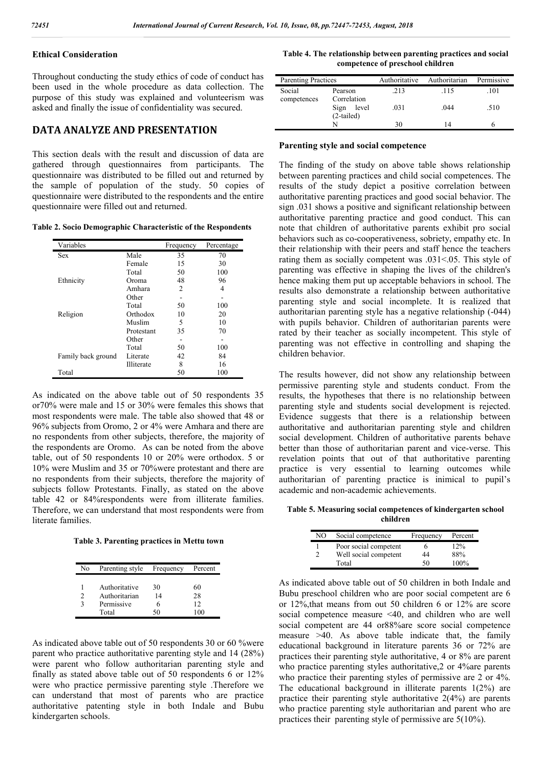## Ethical Consideration

Throughout conducting the study ethics of code of conduct has been used in the whole procedure as data collection. The purpose of this study was explained and volunteerism was asked and finally the issue of confidentiality was secured.

# DATA ANALYZE AND PRESENTATION

This section deals with the result and discussion of data are gathered through questionnaires from participants. The questionnaire was distributed to be filled out and returned by the sample of population of the study. 50 copies of questionnaire were distributed to the respondents and the entire questionnaire were filled out and returned.

**Table 2. Socio Demographic Characteristic of the Respondents**

| Variables | | Frequency | Percentage |
|---|---|---|---|
| Sex | Male | 35 | 70 |
| | Female | 15 | 30 |
| | Total | 50 | 100 |
| Ethnicity | Oroma | 48 | 96 |
| | Amhara | 2 | 4 |
| | Other | - | - |
| | Total | 50 | 100 |
| Religion | Orthodox | 10 | 20 |
| | Muslim | 5 | 10 |
| | Protestant | 35 | 70 |
| | Other | - | - |
| | Total | 50 | 100 |
| Family back ground | Literate | 42 | 84 |
| | Illiterate | 8 | 16 |
| Total | | 50 | 100 |

As indicated on the above table out of 50 respondents 35 or70% were male and 15 or 30% were females this shows that most respondents were male. The table also showed that 48 or 96% subjects from Oromo, 2 or 4% were Amhara and there are no respondents from other subjects, therefore, the majority of the respondents are Oromo. As can be noted from the above table, out of 50 respondents 10 or 20% were orthodox. 5 or 10% were Muslim and 35 or 70%were protestant and there are no respondents from their subjects, therefore the majority of subjects follow Protestants. Finally, as stated on the above table 42 or 84%respondents were from illiterate families. Therefore, we can understand that most respondents were from literate families.

**Table 3. Parenting practices in Mettu town**

| No | Parenting style | Frequency | Percent |
|---|---|---|---|
| 1 | Authoritative | 30 | 60 |
| 2 | Authoritarian | 14 | 28 |
| 3 | Permissive | 6 | 12 |
| | Total | 50 | 100 |

As indicated above table out of 50 respondents 30 or 60 %were parent who practice authoritative parenting style and 14 (28%) were parent who follow authoritarian parenting style and finally as stated above table out of 50 respondents 6 or 12% were who practice permissive parenting style .Therefore we can understand that most of parents who are practice authoritative patenting style in both Indale and Bubu kindergarten schools.

**Table 4. The relationship between parenting practices and social competence of preschool children**

| Parenting Practices | | Authoritative | Authoritarian | Permissive |
|---|---|---|---|---|
| Social competences | Pearson Correlation | .213 | .115 | .101 |
| | Sign level (2-tailed) | .031 | .044 | .510 |
| | N | 30 | 14 | 6 |

### Parenting style and social competence

The finding of the study on above table shows relationship between parenting practices and child social competences. The results of the study depict a positive correlation between authoritative parenting practices and good social behavior. The sign .031 shows a positive and significant relationship between authoritative parenting practice and good conduct. This can note that children of authoritative parents exhibit pro social behaviors such as co-cooperativeness, sobriety, empathy etc. In their relationship with their peers and staff hence the teachers rating them as socially competent was .031<.05. This style of parenting was effective in shaping the lives of the children's hence making them put up acceptable behaviors in school. The results also demonstrate a relationship between authoritative parenting style and social incomplete. It is realized that authoritarian parenting style has a negative relationship (-044) with pupils behavior. Children of authoritarian parents were rated by their teacher as socially incompetent. This style of parenting was not effective in controlling and shaping the children behavior.

The results however, did not show any relationship between permissive parenting style and students conduct. From the results, the hypotheses that there is no relationship between parenting style and students social development is rejected. Evidence suggests that there is a relationship between authoritative and authoritarian parenting style and children social development. Children of authoritative parents behave better than those of authoritarian parent and vice-verse. This revelation points that out of that authoritative parenting practice is very essential to learning outcomes while authoritarian of parenting practice is inimical to pupil's academic and non-academic achievements.

**Table 5. Measuring social competences of kindergarten school children**

| NO | Social competence | Frequency | Percent |
|---|---|---|---|
| 1 | Poor social competent | 6 | 12% |
| 2 | Well social competent | 44 | 88% |
| | Total | 50 | 100% |

As indicated above table out of 50 children in both Indale and Bubu preschool children who are poor social competent are 6 or 12%,that means from out 50 children 6 or 12% are score social competence measure <40, and children who are well social competent are 44 or88%are score social competence measure >40. As above table indicate that, the family educational background in literature parents 36 or 72% are practices their parenting style authoritative, 4 or 8% are parent who practice parenting styles authoritative,2 or 4%are parents who practice their parenting styles of permissive are 2 or 4%. The educational background in illiterate parents 1(2%) are practice their parenting style authoritative 2(4%) are parents who practice parenting style authoritarian and parent who are practices their parenting style of permissive are 5(10%).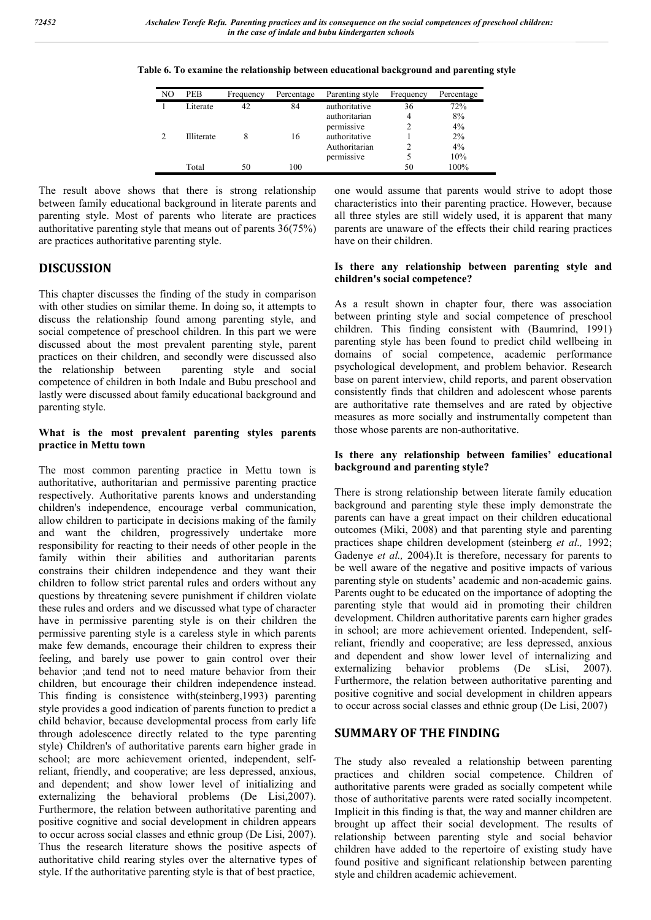**Table 6. To examine the relationship between educational background and parenting style**

| NO | PEB | Frequency | Percentage | Parenting style | Frequency | Percentage |
|---|---|---|---|---|---|---|
| 1 | Literate | 42 | 84 | authoritative | 36 | 72% |
| | | | | authoritarian | 4 | 8% |
| | | | | permissive | 2 | 4% |
| 2 | Illiterate | 8 | 16 | authoritative | 1 | 2% |
| | | | | Authoritarian | 2 | 4% |
| | | | | permissive | 5 | 10% |
| | Total | 50 | 100 | | 50 | 100% |

The result above shows that there is strong relationship between family educational background in literate parents and parenting style. Most of parents who literate are practices authoritative parenting style that means out of parents 36(75%) are practices authoritative parenting style.

## DISCUSSION

This chapter discusses the finding of the study in comparison with other studies on similar theme. In doing so, it attempts to discuss the relationship found among parenting style, and social competence of preschool children. In this part we were discussed about the most prevalent parenting style, parent practices on their children, and secondly were discussed also the relationship between parenting style and social competence of children in both Indale and Bubu preschool and lastly were discussed about family educational background and parenting style.

### What is the most prevalent parenting styles parents practice in Mettu town

The most common parenting practice in Mettu town is authoritative, authoritarian and permissive parenting practice respectively. Authoritative parents knows and understanding children's independence, encourage verbal communication, allow children to participate in decisions making of the family and want the children, progressively undertake more responsibility for reacting to their needs of other people in the family within their abilities and authoritarian parents constrains their children independence and they want their children to follow strict parental rules and orders without any questions by threatening severe punishment if children violate these rules and orders and we discussed what type of character have in permissive parenting style is on their children the permissive parenting style is a careless style in which parents make few demands, encourage their children to express their feeling, and barely use power to gain control over their behavior ;and tend not to need mature behavior from their children, but encourage their children independence instead. This finding is consistence with(steinberg,1993) parenting style provides a good indication of parents function to predict a child behavior, because developmental process from early life through adolescence directly related to the type parenting style) Children's of authoritative parents earn higher grade in school; are more achievement oriented, independent, self-reliant, friendly, and cooperative; are less depressed, anxious, and dependent; and show lower level of initializing and externalizing the behavioral problems (De Lisi,2007). Furthermore, the relation between authoritative parenting and positive cognitive and social development in children appears to occur across social classes and ethnic group (De Lisi, 2007). Thus the research literature shows the positive aspects of authoritative child rearing styles over the alternative types of style. If the authoritative parenting style is that of best practice, one would assume that parents would strive to adopt those characteristics into their parenting practice. However, because all three styles are still widely used, it is apparent that many parents are unaware of the effects their child rearing practices have on their children.

### Is there any relationship between parenting style and children's social competence?

As a result shown in chapter four, there was association between printing style and social competence of preschool children. This finding consistent with (Baumrind, 1991) parenting style has been found to predict child wellbeing in domains of social competence, academic performance psychological development, and problem behavior. Research base on parent interview, child reports, and parent observation consistently finds that children and adolescent whose parents are authoritative rate themselves and are rated by objective measures as more socially and instrumentally competent than those whose parents are non-authoritative.

### Is there any relationship between families' educational background and parenting style?

There is strong relationship between literate family education background and parenting style these imply demonstrate the parents can have a great impact on their children educational outcomes (Miki, 2008) and that parenting style and parenting practices shape children development (steinberg *et al.,* 1992; Gadenye *et al.,* 2004).It is therefore, necessary for parents to be well aware of the negative and positive impacts of various parenting style on students' academic and non-academic gains. Parents ought to be educated on the importance of adopting the parenting style that would aid in promoting their children development. Children authoritative parents earn higher grades in school; are more achievement oriented. Independent, self-reliant, friendly and cooperative; are less depressed, anxious and dependent and show lower level of internalizing and externalizing behavior problems (De sLisi, 2007). Furthermore, the relation between authoritative parenting and positive cognitive and social development in children appears to occur across social classes and ethnic group (De Lisi, 2007)

## SUMMARY OF THE FINDING

The study also revealed a relationship between parenting practices and children social competence. Children of authoritative parents were graded as socially competent while those of authoritative parents were rated socially incompetent. Implicit in this finding is that, the way and manner children are brought up affect their social development. The results of relationship between parenting style and social behavior children have added to the repertoire of existing study have found positive and significant relationship between parenting style and children academic achievement.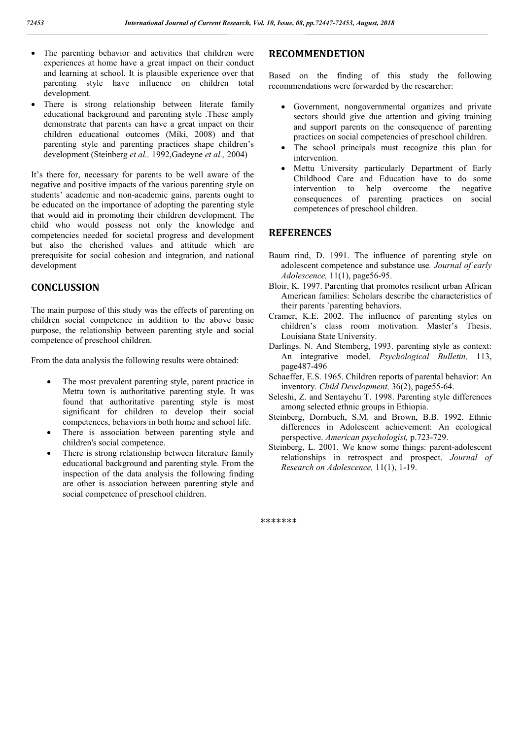- The parenting behavior and activities that children were experiences at home have a great impact on their conduct and learning at school. It is plausible experience over that parenting style have influence on children total development.
- There is strong relationship between literate family educational background and parenting style .These amply demonstrate that parents can have a great impact on their children educational outcomes (Miki, 2008) and that parenting style and parenting practices shape children's development (Steinberg *et al.,* 1992,Gadeyne *et al.,* 2004)

It's there for, necessary for parents to be well aware of the negative and positive impacts of the various parenting style on students' academic and non-academic gains, parents ought to be educated on the importance of adopting the parenting style that would aid in promoting their children development. The child who would possess not only the knowledge and competencies needed for societal progress and development but also the cherished values and attitude which are prerequisite for social cohesion and integration, and national development

## CONCLUSSION

The main purpose of this study was the effects of parenting on children social competence in addition to the above basic purpose, the relationship between parenting style and social competence of preschool children.

From the data analysis the following results were obtained:

- The most prevalent parenting style, parent practice in Mettu town is authoritative parenting style. It was found that authoritative parenting style is most significant for children to develop their social competences, behaviors in both home and school life.
- There is association between parenting style and children's social competence.
- There is strong relationship between literature family educational background and parenting style. From the inspection of the data analysis the following finding are other is association between parenting style and social competence of preschool children.

## RECOMMENDETION

Based on the finding of this study the following recommendations were forwarded by the researcher:

- Government, nongovernmental organizes and private sectors should give due attention and giving training and support parents on the consequence of parenting practices on social competencies of preschool children.
- The school principals must recognize this plan for intervention.
- Mettu University particularly Department of Early Childhood Care and Education have to do some intervention to help overcome the negative consequences of parenting practices on social competences of preschool children.

## REFERENCES

Baum rind, D. 1991. The influence of parenting style on adolescent competence and substance use*. Journal of early Adolescence,* 11(1), page56-95.

Bloir, K. 1997. Parenting that promotes resilient urban African American families: Scholars describe the characteristics of their parents `parenting behaviors.

Cramer, K.E. 2002. The influence of parenting styles on children's class room motivation. Master's Thesis. Louisiana State University.

Darlings. N. And Stemberg, 1993. parenting style as context: An integrative model. *Psychological Bulletin,* 113, page487-496

Schaeffer, E.S. 1965. Children reports of parental behavior: An inventory. *Child Development,* 36(2), page55-64.

Seleshi, Z. and Sentayehu T. 1998. Parenting style differences among selected ethnic groups in Ethiopia.

Steinberg, Dornbuch, S.M. and Brown, B.B. 1992. Ethnic differences in Adolescent achievement: An ecological perspective. *American psychologist,* p.723-729.

Steinberg, L. 2001. We know some things: parent-adolescent relationships in retrospect and prospect. *Journal of Research on Adolescence,* 11(1), 1-19.

\*\*\*\*\*\*\*